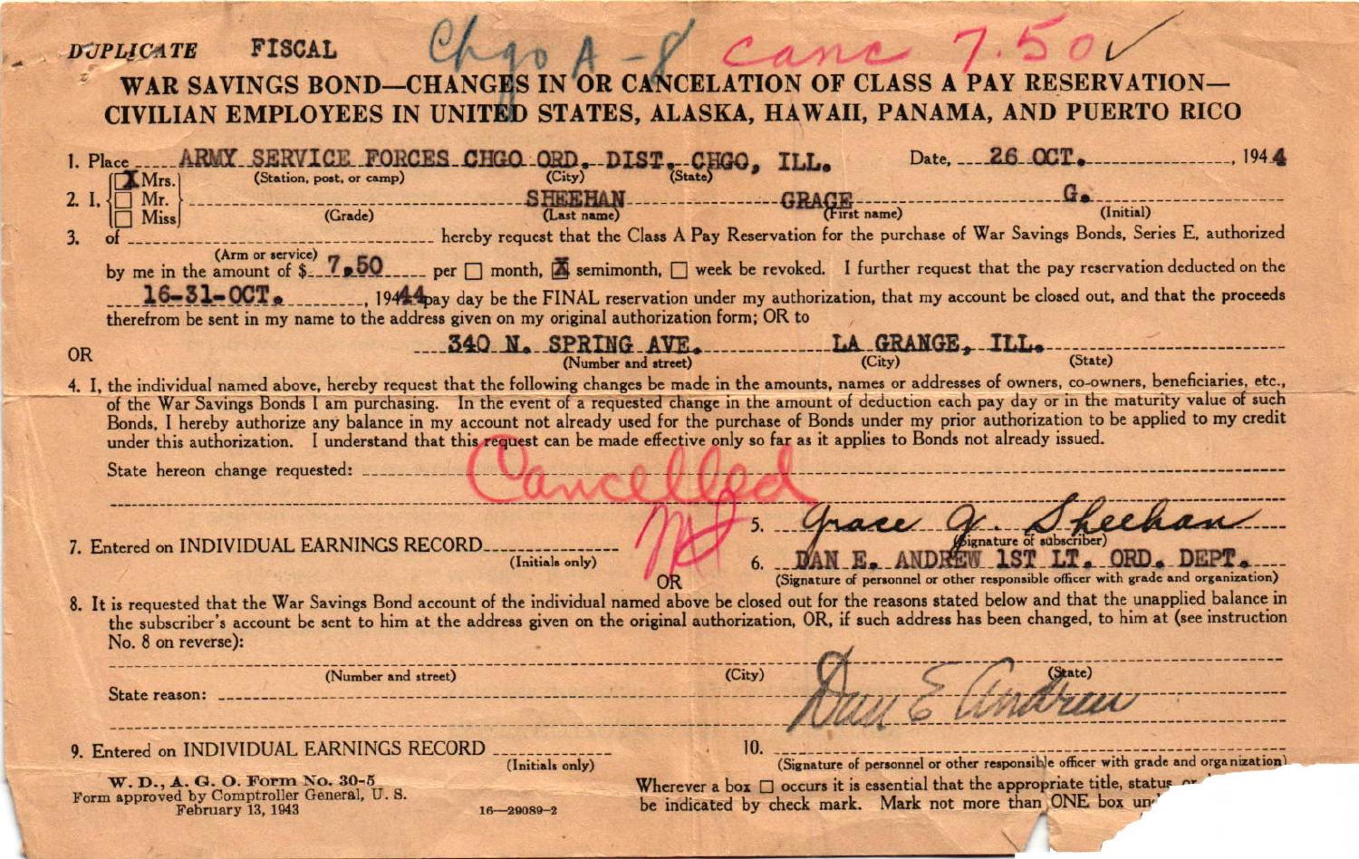**DUPLICATE** **FISCAL** Chgo A-8 canc 7.50 ✓

# WAR SAVINGS BOND—CHANGES IN OR CANCELATION OF CLASS A PAY RESERVATION—CIVILIAN EMPLOYEES IN UNITED STATES, ALASKA, HAWAII, PANAMA, AND PUERTO RICO

1. Place ARMY SERVICE FORCES CHGO ORD. DIST. CHGO, ILL. (Station, post, or camp) (City) (State) Date, 26 OCT., 1944

2. I, [X] Mrs. [ ] Mr. [ ] Miss ______ (Grade) SHEEHAN (Last name) GRACE (First name) G. (Initial)

3. of ______ (Arm or service) hereby request that the Class A Pay Reservation for the purchase of War Savings Bonds, Series E, authorized by me in the amount of $ 7.50 per [ ] month, [X] semimonth, [ ] week be revoked. I further request that the pay reservation deducted on the 16-31-OCT., 1944 pay day be the FINAL reservation under my authorization, that my account be closed out, and that the proceeds therefrom be sent in my name to the address given on my original authorization form; OR to 340 N. SPRING AVE. (Number and street) LA GRANGE, ILL. (City) (State)

OR

4. I, the individual named above, hereby request that the following changes be made in the amounts, names or addresses of owners, co-owners, beneficiaries, etc., of the War Savings Bonds I am purchasing. In the event of a requested change in the amount of deduction each pay day or in the maturity value of such Bonds, I hereby authorize any balance in my account not already used for the purchase of Bonds under my prior authorization to be applied to my credit under this authorization. I understand that this request can be made effective only so far as it applies to Bonds not already issued.

State hereon change requested: Cancelled

5. Grace G. Sheehan (Signature of subscriber)

6. DAN E. ANDREW 1ST LT. ORD. DEPT. (Signature of personnel or other responsible officer with grade and organization)

7. Entered on INDIVIDUAL EARNINGS RECORD MH (Initials only)

OR

8. It is requested that the War Savings Bond account of the individual named above be closed out for the reasons stated below and that the unapplied balance in the subscriber's account be sent to him at the address given on the original authorization, OR, if such address has been changed, to him at (see instruction No. 8 on reverse):

______ (Number and street) ______ (City) ______ (State)

State reason: ______

Dan E Andrew

9. Entered on INDIVIDUAL EARNINGS RECORD ______ (Initials only)

10. ______ (Signature of personnel or other responsible officer with grade and organization)

W. D., A. G. O. Form No. 30-5
Form approved by Comptroller General, U. S.
February 13, 1943

16—29089-2

Wherever a box [ ] occurs it is essential that the appropriate title, status or ... be indicated by check mark. Mark not more than ONE box un...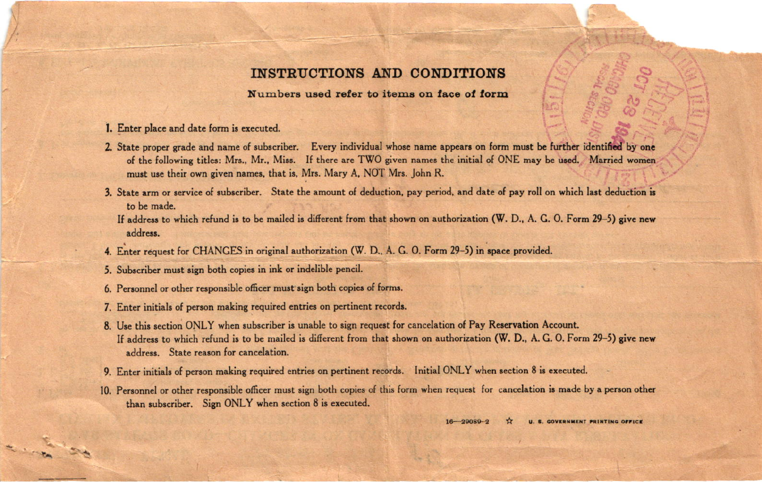# INSTRUCTIONS AND CONDITIONS

**Numbers used refer to items on face of form**

1. Enter place and date form is executed.
2. State proper grade and name of subscriber. Every individual whose name appears on form must be further identified by one of the following titles: Mrs., Mr., Miss. If there are TWO given names the initial of ONE may be used. Married women must use their own given names, that is, Mrs. Mary A, NOT Mrs. John R.
3. State arm or service of subscriber. State the amount of deduction, pay period, and date of pay roll on which last deduction is to be made.

   If address to which refund is to be mailed is different from that shown on authorization (W. D., A. G. O. Form 29–5) give new address.
4. Enter request for CHANGES in original authorization (W. D., A. G. O. Form 29–5) in space provided.
5. Subscriber must sign both copies in ink or indelible pencil.
6. Personnel or other responsible officer must sign both copies of forms.
7. Enter initials of person making required entries on pertinent records.
8. Use this section ONLY when subscriber is unable to sign request for cancelation of Pay Reservation Account.

   If address to which refund is to be mailed is different from that shown on authorization (W. D., A. G. O. Form 29–5) give new address. State reason for cancelation.
9. Enter initials of person making required entries on pertinent records. Initial ONLY when section 8 is executed.
10. Personnel or other responsible officer must sign both copies of this form when request for cancelation is made by a person other than subscriber. Sign ONLY when section 8 is executed.

16—29089-2 ☆ U. S. GOVERNMENT PRINTING OFFICE

RECEIVED OCT 28 194_ CHICAGO ORD. DIST. FISCAL SECTION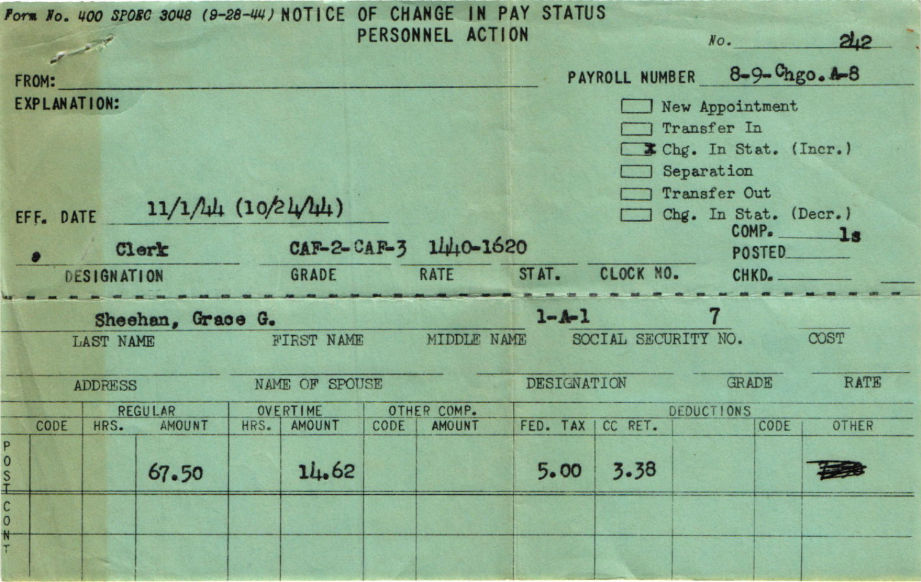Form No. 400 SPOBC 3048 (9-28-44) NOTICE OF CHANGE IN PAY STATUS

PERSONNEL ACTION

No. 242

FROM:

PAYROLL NUMBER 8-9-Chgo.A-8

EXPLANATION:

- [ ] New Appointment
- [ ] Transfer In
- [x] Chg. In Stat. (Incr.)
- [ ] Separation
- [ ] Transfer Out
- [ ] Chg. In Stat. (Decr.)

EFF. DATE 11/1/44 (10/24/44)

COMP. 1s

POSTED

CHKD.

| DESIGNATION | GRADE | RATE | STAT. | CLOCK NO. |
|---|---|---|---|---|
| Clerk | CAF-2-CAF-3 | 1440-1620 | | |

| LAST NAME | FIRST NAME | MIDDLE NAME | SOCIAL SECURITY NO. | COST |
|---|---|---|---|---|
| Sheehan, | Grace G. | | 1-A-1 7 | |

| ADDRESS | NAME OF SPOUSE | DESIGNATION | GRADE | RATE |
|---|---|---|---|---|
| | | | | |

| | CODE | REGULAR HRS. | REGULAR AMOUNT | OVERTIME HRS. | OVERTIME AMOUNT | OTHER COMP. CODE | OTHER COMP. AMOUNT | DEDUCTIONS FED. TAX | DEDUCTIONS CC RET. | | CODE | OTHER |
|---|---|---|---|---|---|---|---|---|---|---|---|---|
| POST | | | 67.50 | | 14.62 | | | 5.00 | 3.38 | | | ~~B~~ |
| CONT | | | | | | | | | | | | |